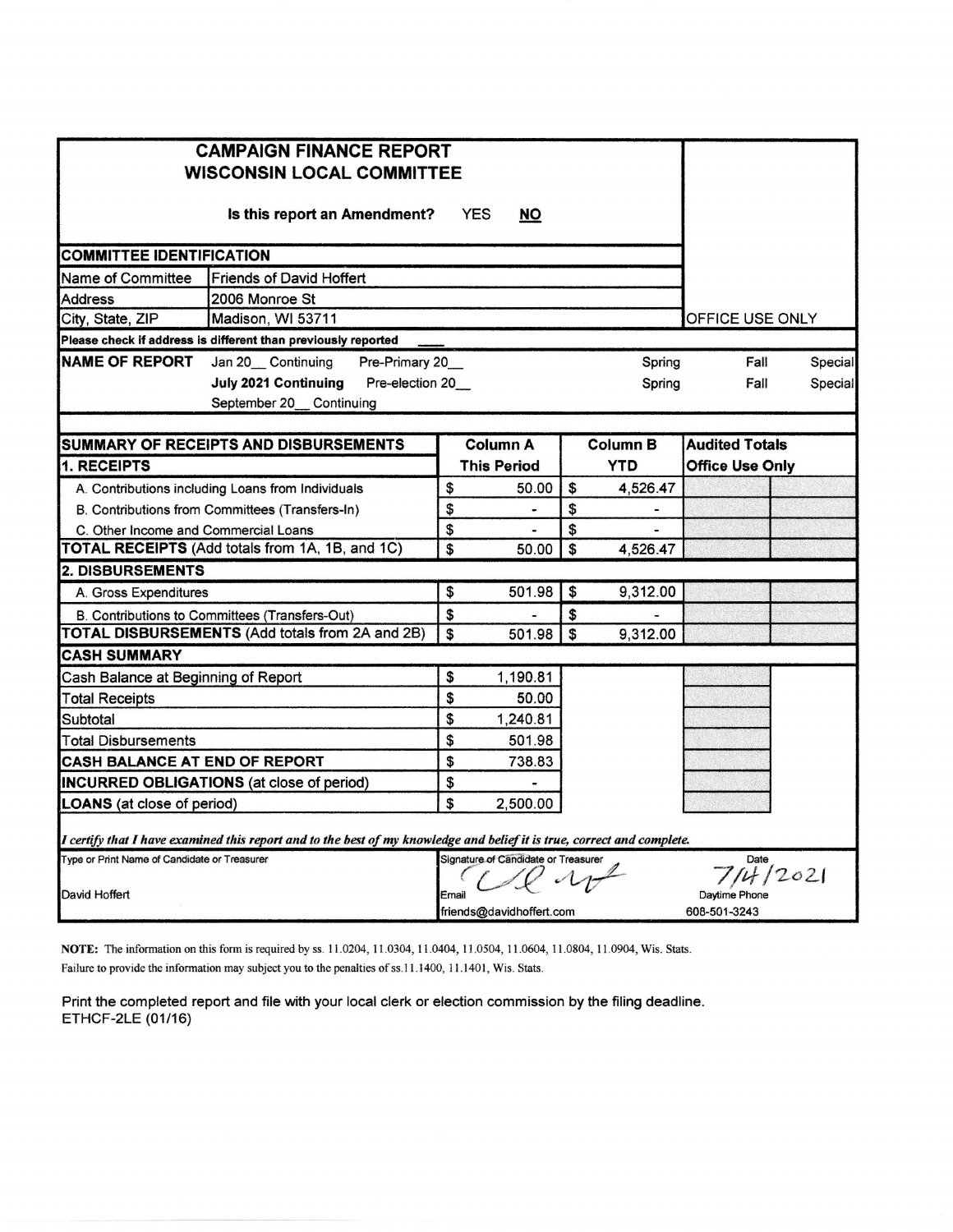# CAMPAIGN FINANCE REPORT
## WISCONSIN LOCAL COMMITTEE

**Is this report an Amendment?** YES **NO**

OFFICE USE ONLY

| COMMITTEE IDENTIFICATION | |
|---|---|
| Name of Committee | Friends of David Hoffert |
| Address | 2006 Monroe St |
| City, State, ZIP | Madison, WI 53711 |

Please check if address is different than previously reported ____

**NAME OF REPORT**

| | | | | |
|---|---|---|---|---|
| Jan 20__ Continuing | Pre-Primary 20__ | Spring | Fall | Special |
| **July 2021 Continuing** | Pre-election 20__ | Spring | Fall | Special |
| September 20__ Continuing | | | | |

| SUMMARY OF RECEIPTS AND DISBURSEMENTS | Column A | Column B | Audited Totals | |
|---|---|---|---|---|
| **1. RECEIPTS** | **This Period** | **YTD** | **Office Use Only** | |
| A. Contributions including Loans from Individuals | $ 50.00 | $ 4,526.47 | | |
| B. Contributions from Committees (Transfers-In) | $ - | $ - | | |
| C. Other Income and Commercial Loans | $ - | $ - | | |
| **TOTAL RECEIPTS** (Add totals from 1A, 1B, and 1C) | $ 50.00 | $ 4,526.47 | | |
| **2. DISBURSEMENTS** | | | | |
| A. Gross Expenditures | $ 501.98 | $ 9,312.00 | | |
| B. Contributions to Committees (Transfers-Out) | $ - | $ - | | |
| **TOTAL DISBURSEMENTS** (Add totals from 2A and 2B) | $ 501.98 | $ 9,312.00 | | |
| **CASH SUMMARY** | | | | |
| Cash Balance at Beginning of Report | $ 1,190.81 | | | |
| Total Receipts | $ 50.00 | | | |
| Subtotal | $ 1,240.81 | | | |
| Total Disbursements | $ 501.98 | | | |
| **CASH BALANCE AT END OF REPORT** | $ 738.83 | | | |
| **INCURRED OBLIGATIONS** (at close of period) | $ - | | | |
| **LOANS** (at close of period) | $ 2,500.00 | | | |

*I certify that I have examined this report and to the best of my knowledge and belief it is true, correct and complete.*

| Type or Print Name of Candidate or Treasurer | Signature of Candidate or Treasurer | Date |
|---|---|---|
| David Hoffert | [signature] | 7/14/2021 |
| | Email | Daytime Phone |
| | friends@davidhoffert.com | 608-501-3243 |

**NOTE:** The information on this form is required by ss. 11.0204, 11.0304, 11.0404, 11.0504, 11.0604, 11.0804, 11.0904, Wis. Stats. Failure to provide the information may subject you to the penalties of ss.11.1400, 11.1401, Wis. Stats.

Print the completed report and file with your local clerk or election commission by the filing deadline.
ETHCF-2LE (01/16)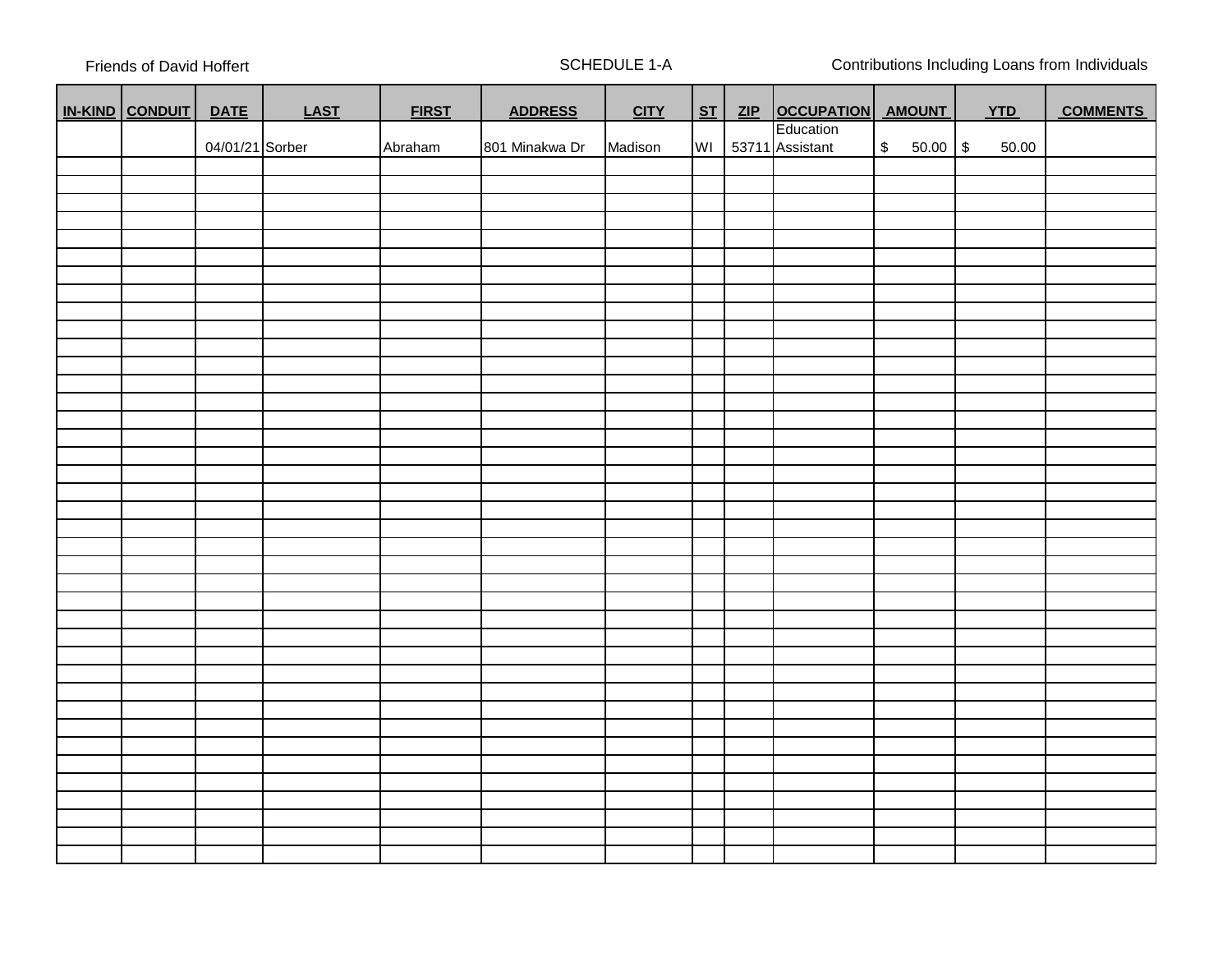Friends of David Hoffert | SCHEDULE 1-A | Contributions Including Loans from Individuals

| IN-KIND | CONDUIT | DATE | LAST | FIRST | ADDRESS | CITY | ST | ZIP | OCCUPATION | AMOUNT | YTD | COMMENTS |
|---|---|---|---|---|---|---|---|---|---|---|---|---|
| | | 04/01/21 | Sorber | Abraham | 801 Minakwa Dr | Madison | WI | 53711 | Education Assistant | $ 50.00 | $ 50.00 | |
| | | | | | | | | | | | | |
| | | | | | | | | | | | | |
| | | | | | | | | | | | | |
| | | | | | | | | | | | | |
| | | | | | | | | | | | | |
| | | | | | | | | | | | | |
| | | | | | | | | | | | | |
| | | | | | | | | | | | | |
| | | | | | | | | | | | | |
| | | | | | | | | | | | | |
| | | | | | | | | | | | | |
| | | | | | | | | | | | | |
| | | | | | | | | | | | | |
| | | | | | | | | | | | | |
| | | | | | | | | | | | | |
| | | | | | | | | | | | | |
| | | | | | | | | | | | | |
| | | | | | | | | | | | | |
| | | | | | | | | | | | | |
| | | | | | | | | | | | | |
| | | | | | | | | | | | | |
| | | | | | | | | | | | | |
| | | | | | | | | | | | | |
| | | | | | | | | | | | | |
| | | | | | | | | | | | | |
| | | | | | | | | | | | | |
| | | | | | | | | | | | | |
| | | | | | | | | | | | | |
| | | | | | | | | | | | | |
| | | | | | | | | | | | | |
| | | | | | | | | | | | | |
| | | | | | | | | | | | | |
| | | | | | | | | | | | | |
| | | | | | | | | | | | | |
| | | | | | | | | | | | | |
| | | | | | | | | | | | | |
| | | | | | | | | | | | | |
| | | | | | | | | | | | | |
| | | | | | | | | | | | | |
| | | | | | | | | | | | | |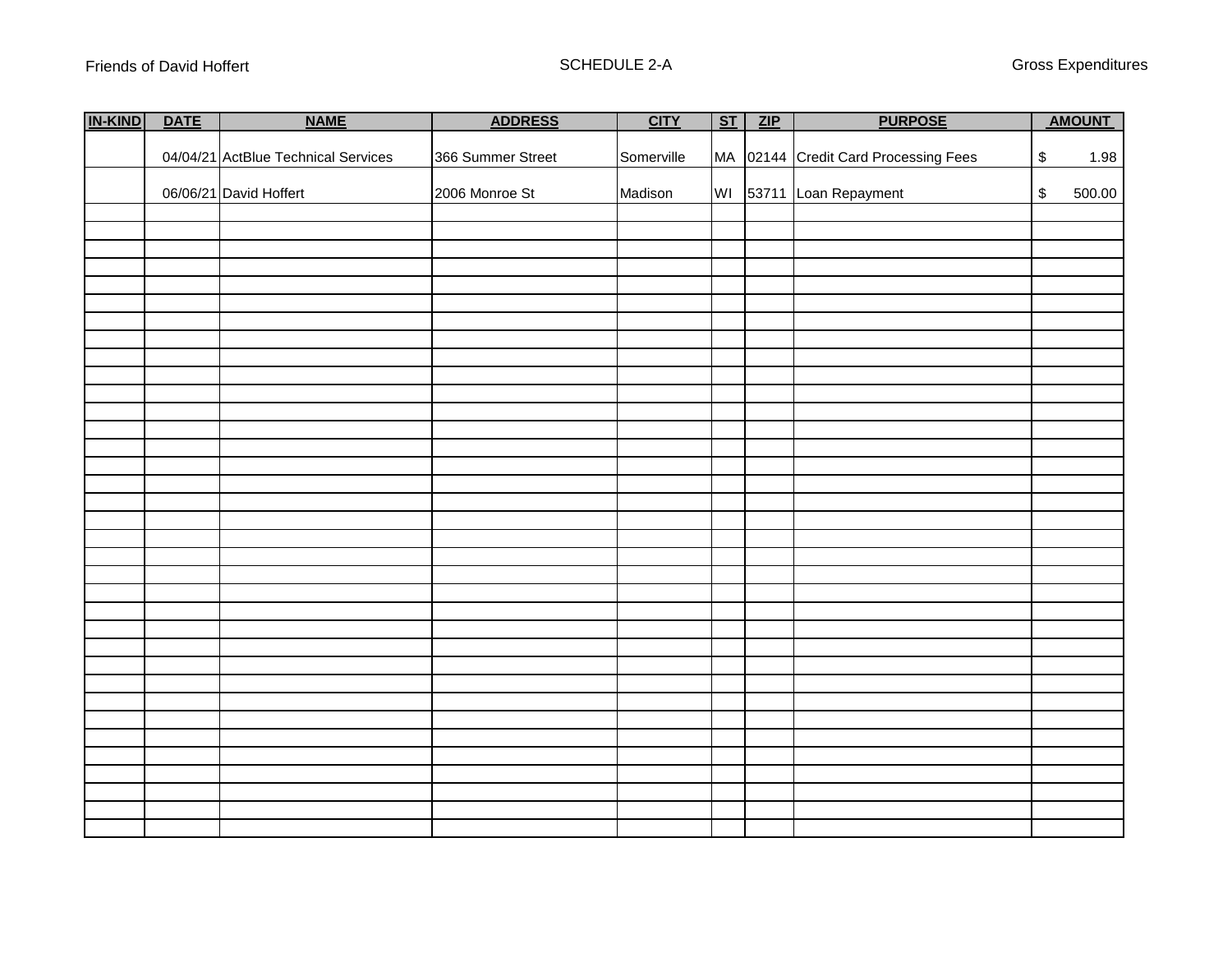Friends of David Hoffert

SCHEDULE 2-A

Gross Expenditures

| IN-KIND | DATE | NAME | ADDRESS | CITY | ST | ZIP | PURPOSE | AMOUNT |
|---|---|---|---|---|---|---|---|---|
| | 04/04/21 | ActBlue Technical Services | 366 Summer Street | Somerville | MA | 02144 | Credit Card Processing Fees | $ 1.98 |
| | 06/06/21 | David Hoffert | 2006 Monroe St | Madison | WI | 53711 | Loan Repayment | $ 500.00 |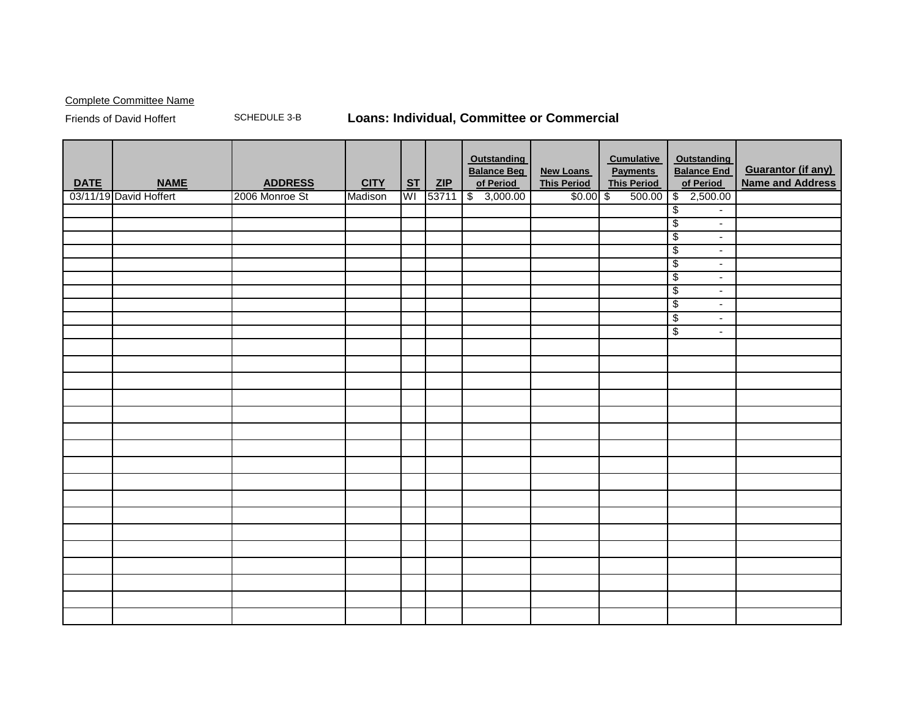Complete Committee Name

Friends of David Hoffert

SCHEDULE 3-B

## Loans: Individual, Committee or Commercial

| DATE | NAME | ADDRESS | CITY | ST | ZIP | Outstanding Balance Beg of Period | New Loans This Period | Cumulative Payments This Period | Outstanding Balance End of Period | Guarantor (if any) Name and Address |
|---|---|---|---|---|---|---|---|---|---|---|
| 03/11/19 | David Hoffert | 2006 Monroe St | Madison | WI | 53711 | $ 3,000.00 | $0.00 | $ 500.00 | $ 2,500.00 | |
| | | | | | | | | | $ - | |
| | | | | | | | | | $ - | |
| | | | | | | | | | $ - | |
| | | | | | | | | | $ - | |
| | | | | | | | | | $ - | |
| | | | | | | | | | $ - | |
| | | | | | | | | | $ - | |
| | | | | | | | | | $ - | |
| | | | | | | | | | $ - | |
| | | | | | | | | | $ - | |